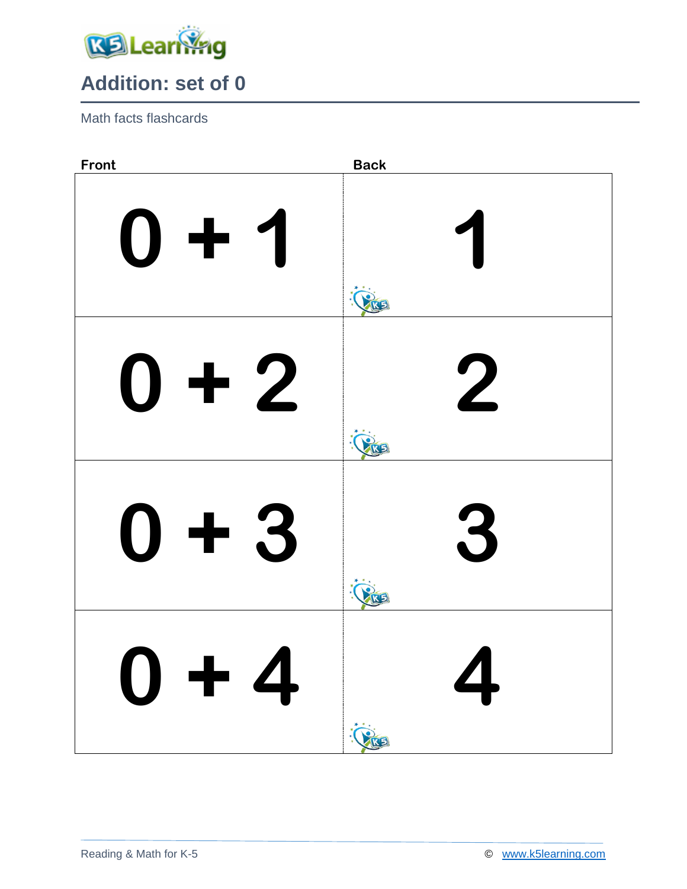# Addition: set of 0

Math facts flashcards

| Front | Back |
| --- | --- |
| $0 + 1$ | $1$ |
| $0 + 2$ | $2$ |
| $0 + 3$ | $3$ |
| $0 + 4$ | $4$ |

Reading & Math for K-5 © www.k5learning.com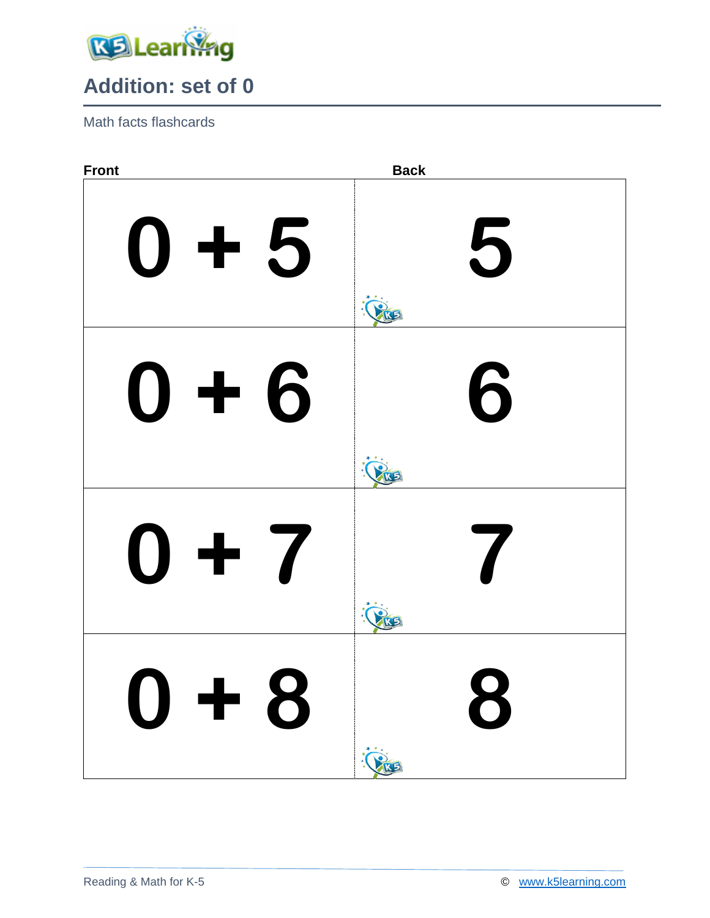## Addition: set of 0

Math facts flashcards

| Front | Back |
| --- | --- |
| 0 + 5 | 5 |
| 0 + 6 | 6 |
| 0 + 7 | 7 |
| 0 + 8 | 8 |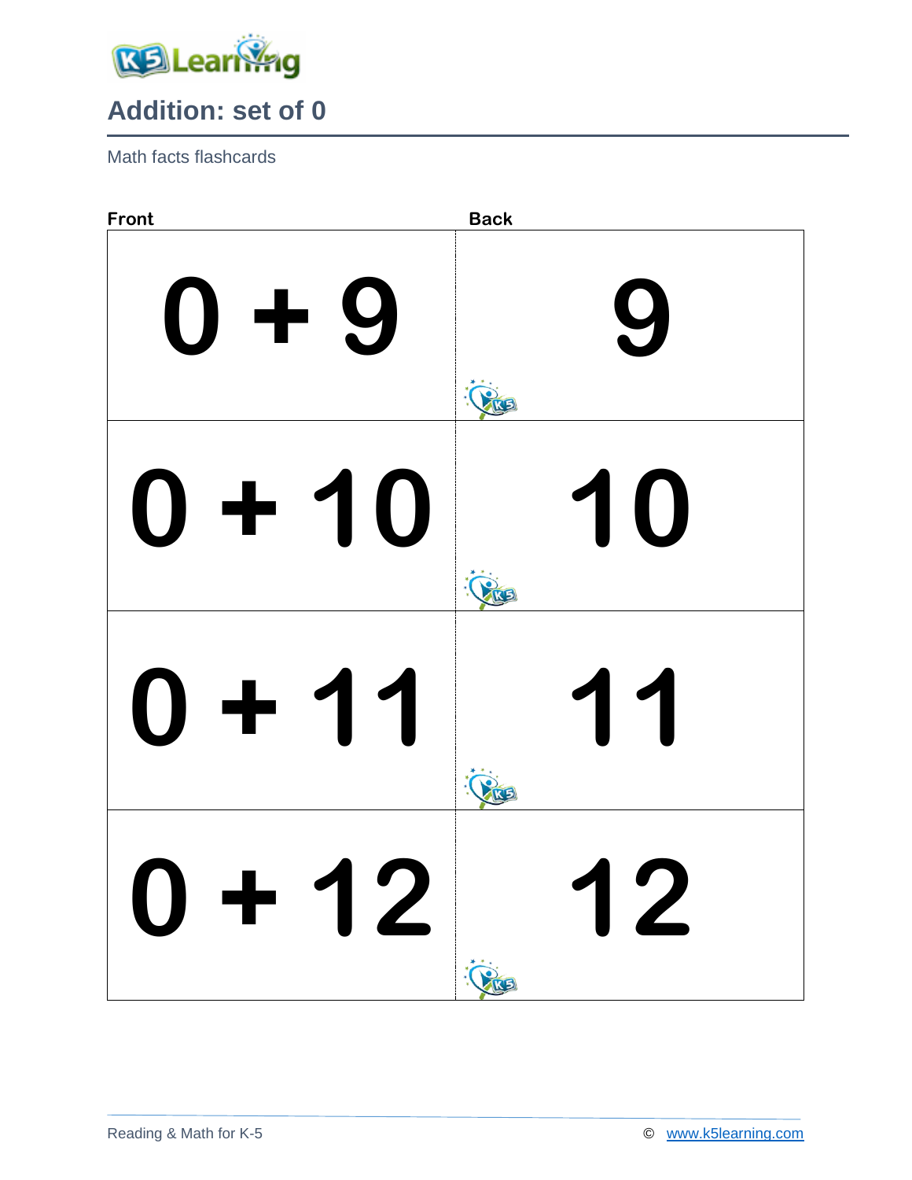# Addition: set of 0

Math facts flashcards

| Front | Back |
| --- | --- |
| 0 + 9 | 9 |
| 0 + 10 | 10 |
| 0 + 11 | 11 |
| 0 + 12 | 12 |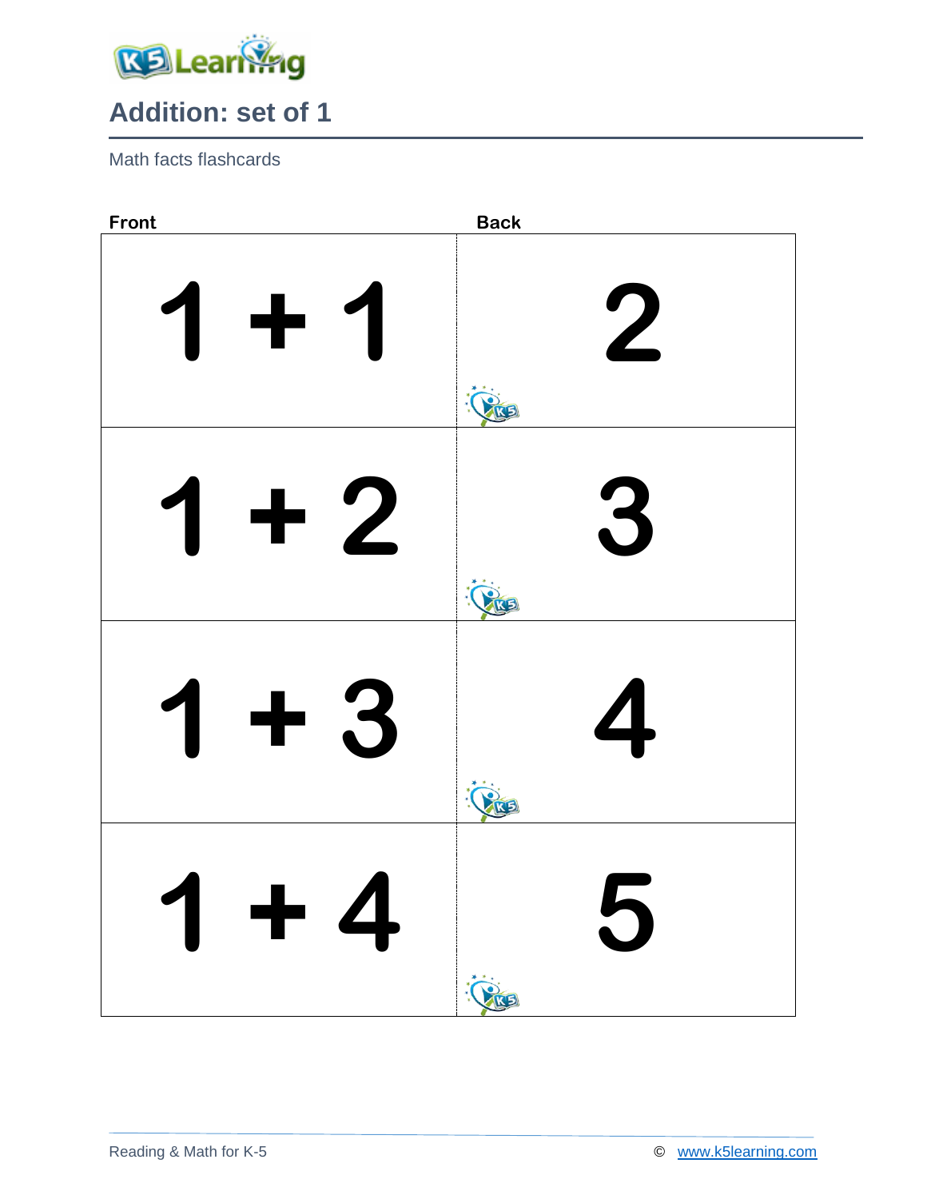## Addition: set of 1

Math facts flashcards

| Front | Back |
|---|---|
| 1 + 1 | 2 |
| 1 + 2 | 3 |
| 1 + 3 | 4 |
| 1 + 4 | 5 |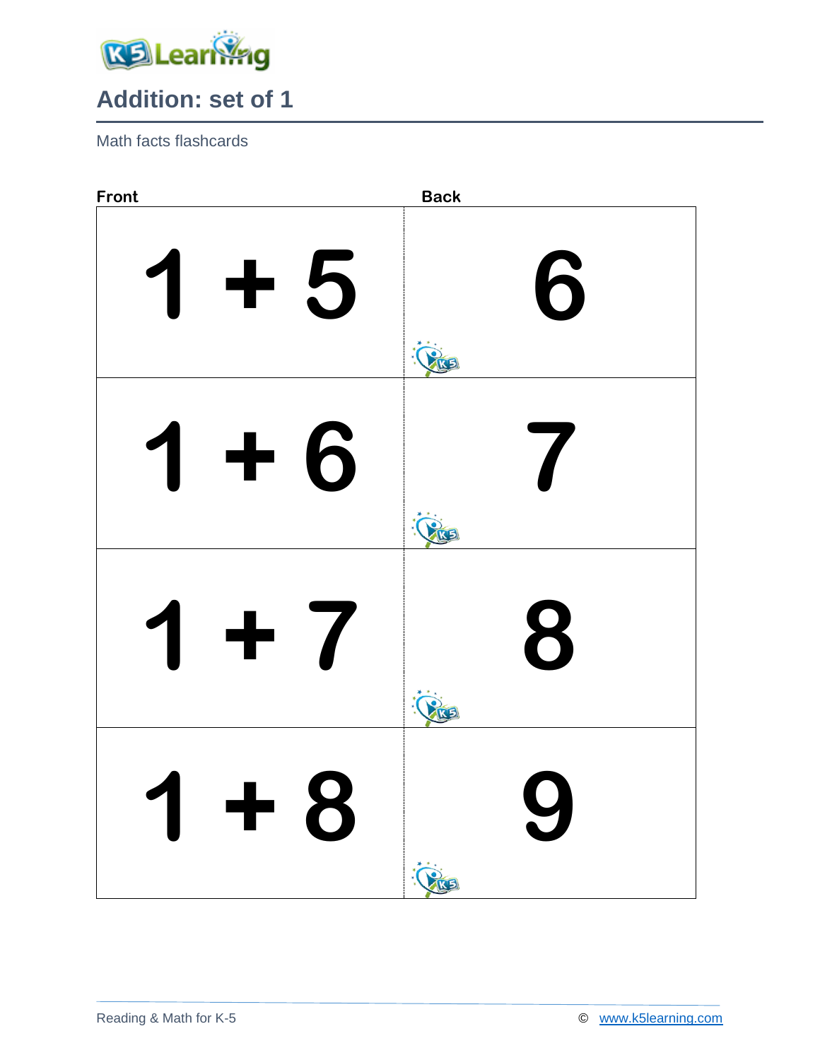## Addition: set of 1

Math facts flashcards

| Front | Back |
|---|---|
| 1 + 5 | 6 |
| 1 + 6 | 7 |
| 1 + 7 | 8 |
| 1 + 8 | 9 |

Reading & Math for K-5 © www.k5learning.com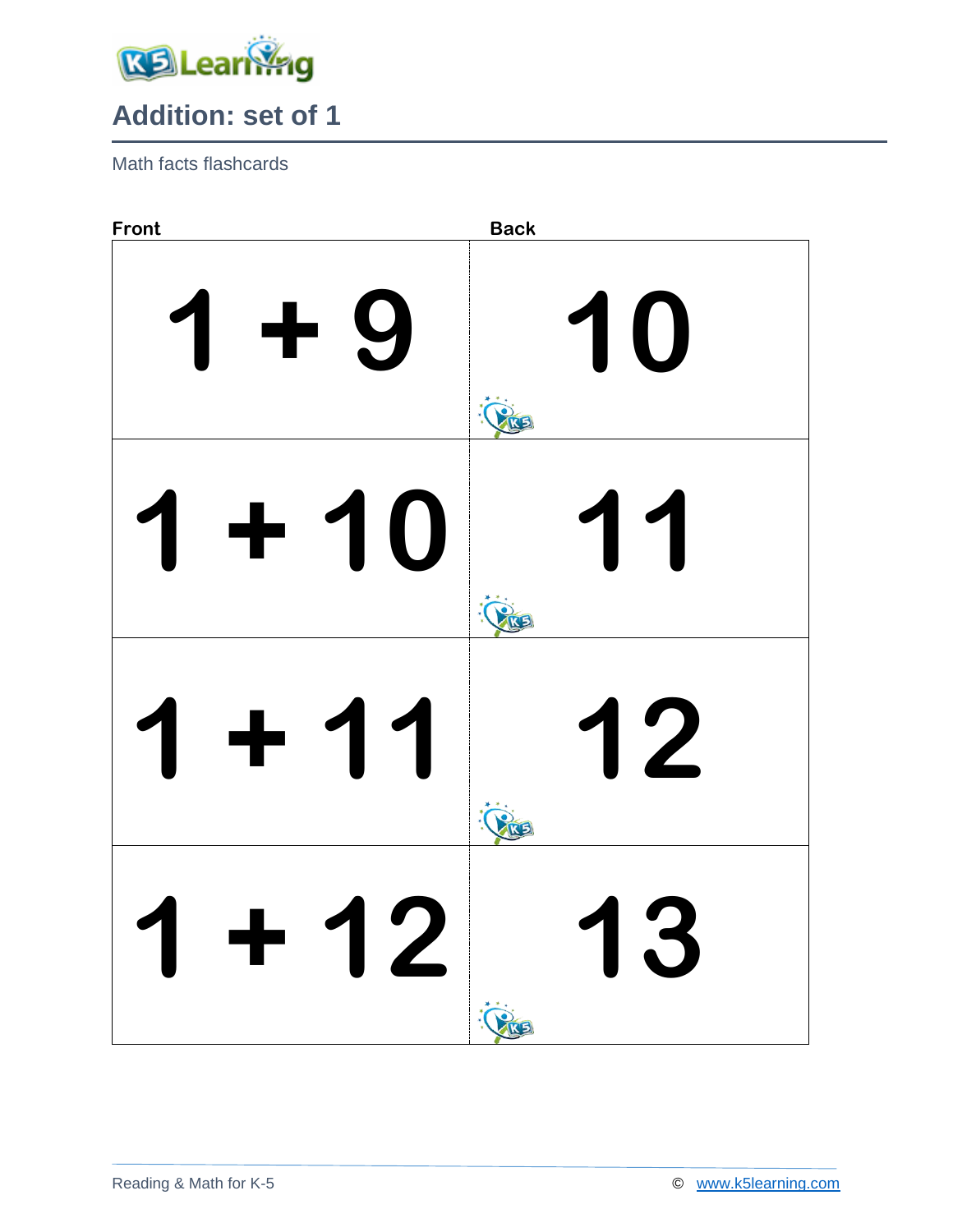# Addition: set of 1

Math facts flashcards

| Front | Back |
|---|---|
| 1 + 9 | 10 |
| 1 + 10 | 11 |
| 1 + 11 | 12 |
| 1 + 12 | 13 |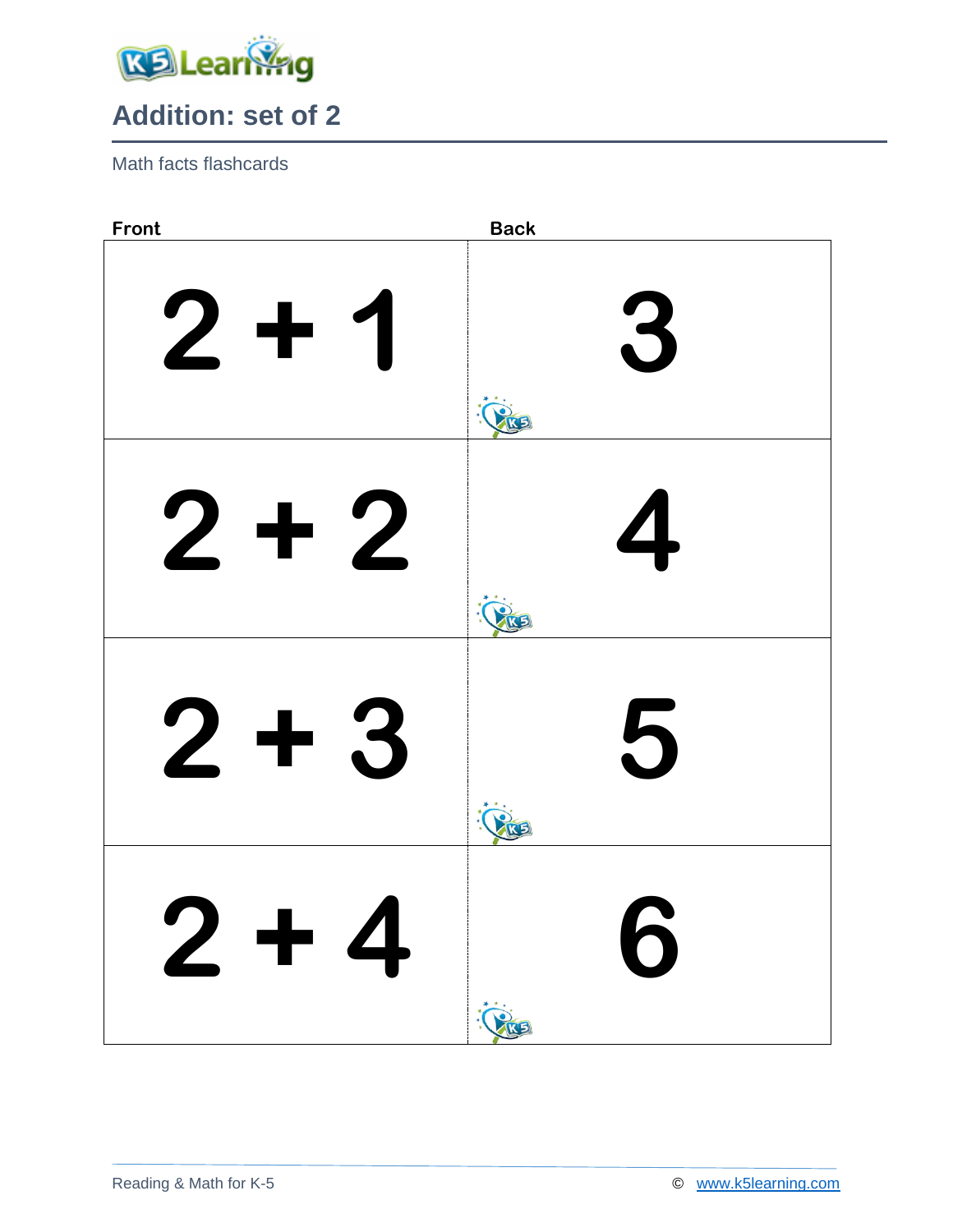# Addition: set of 2

Math facts flashcards

| Front | Back |
|---|---|
| $2 + 1$ | 3 |
| $2 + 2$ | 4 |
| $2 + 3$ | 5 |
| $2 + 4$ | 6 |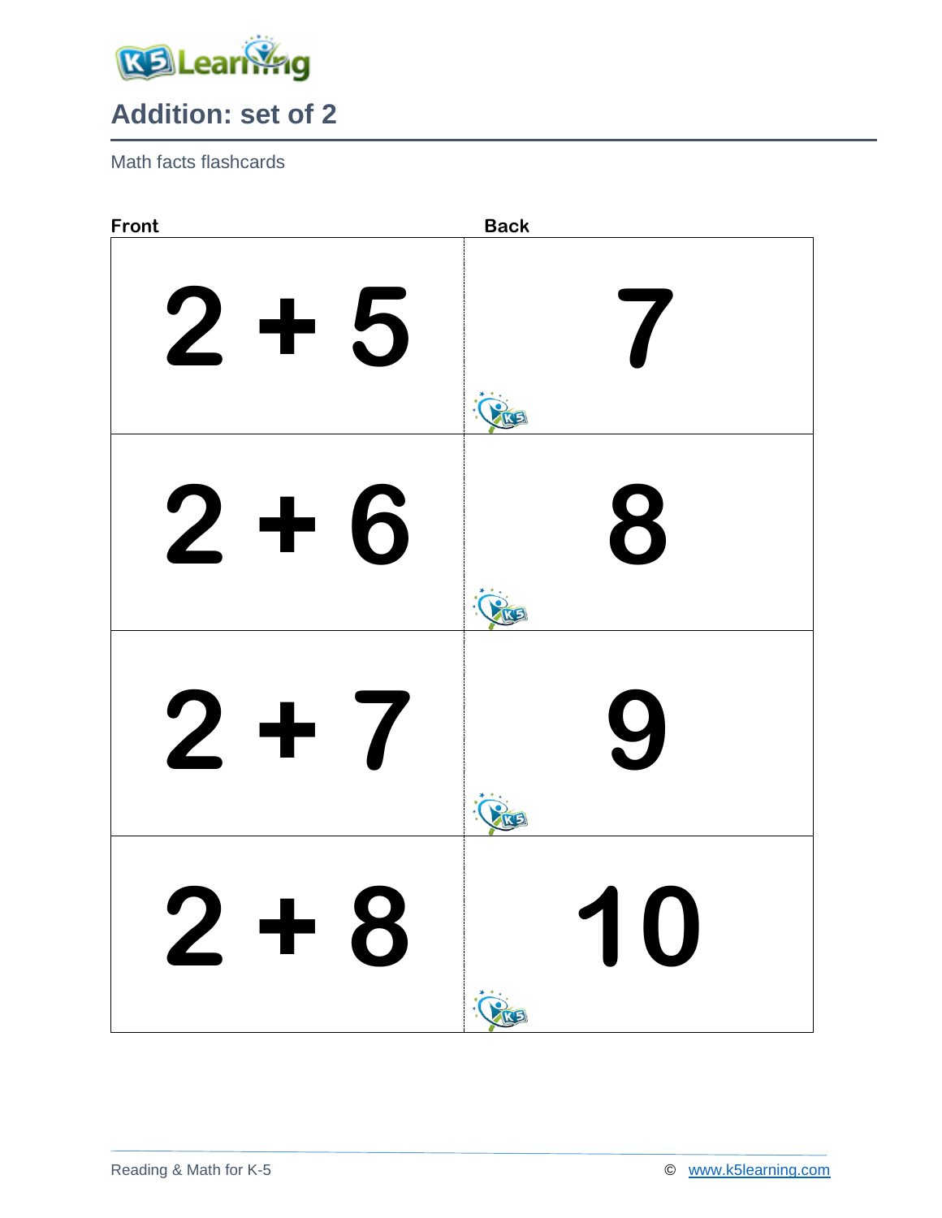# Addition: set of 2

Math facts flashcards

| Front | Back |
| --- | --- |
| 2 + 5 | 7 |
| 2 + 6 | 8 |
| 2 + 7 | 9 |
| 2 + 8 | 10 |

Reading & Math for K-5 © www.k5learning.com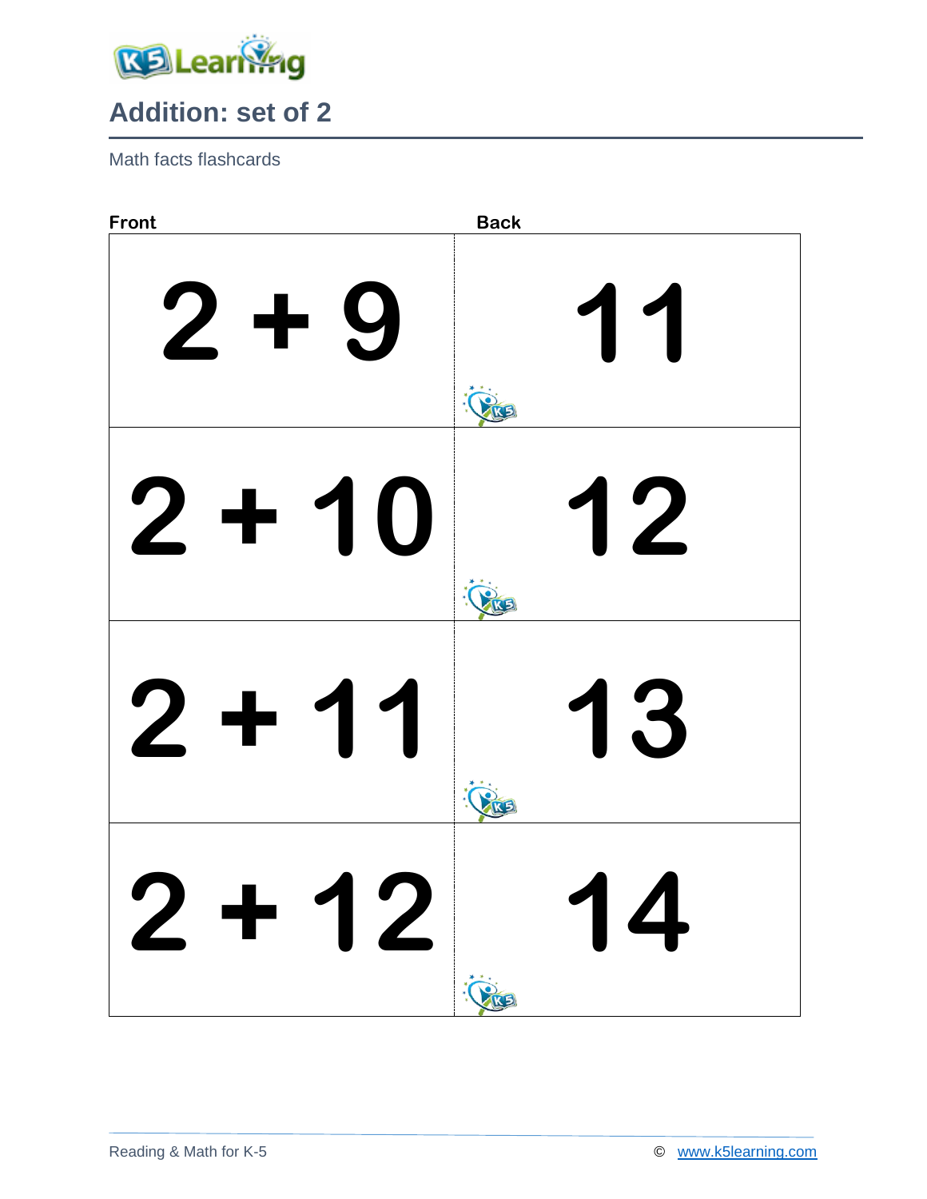## Addition: set of 2

Math facts flashcards

| Front | Back |
| --- | --- |
| 2 + 9 | 11 |
| 2 + 10 | 12 |
| 2 + 11 | 13 |
| 2 + 12 | 14 |